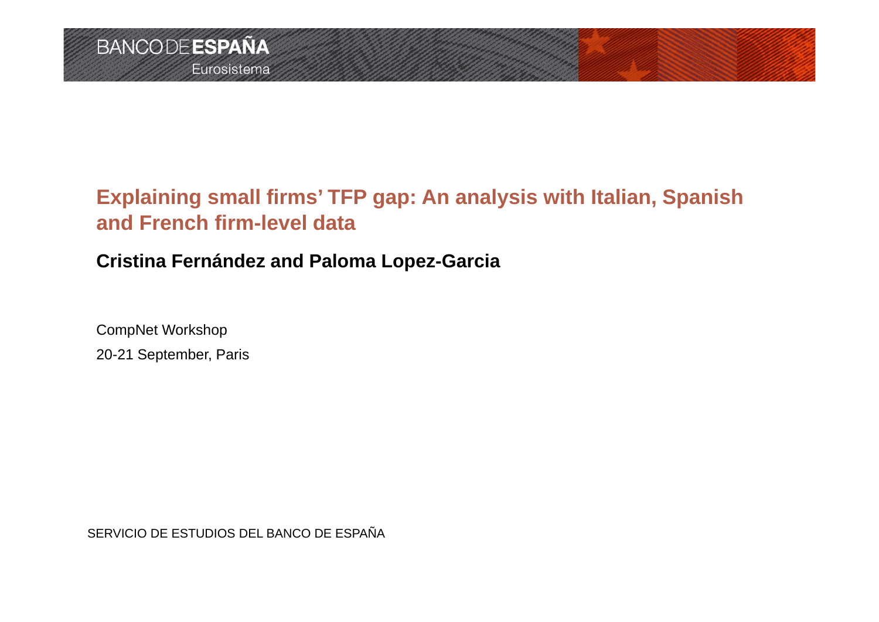BANCO DE ESPAÑA
Eurosistema

# Explaining small firms' TFP gap: An analysis with Italian, Spanish and French firm-level data

**Cristina Fernández and Paloma Lopez-Garcia**

CompNet Workshop

20-21 September, Paris

SERVICIO DE ESTUDIOS DEL BANCO DE ESPAÑA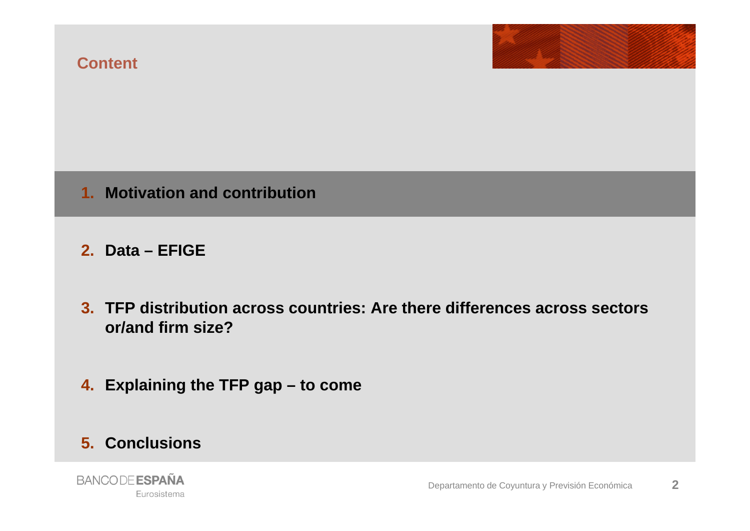## Content

1. **Motivation and contribution**
2. **Data – EFIGE**
3. **TFP distribution across countries: Are there differences across sectors or/and firm size?**
4. **Explaining the TFP gap – to come**
5. **Conclusions**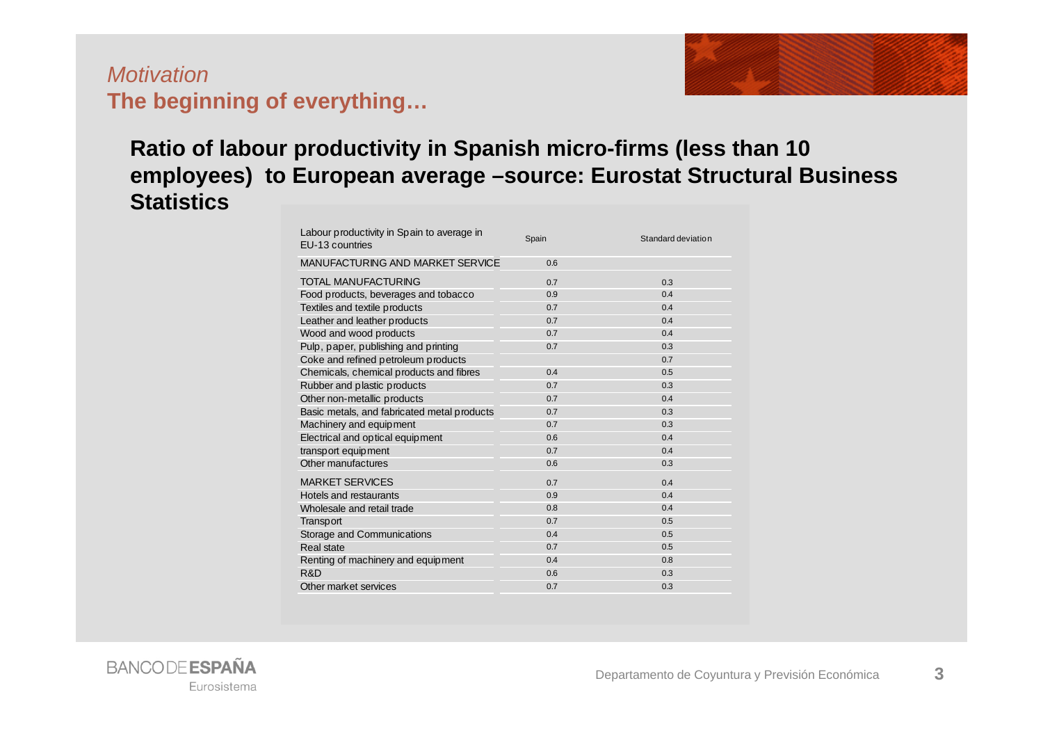*Motivation*

## The beginning of everything…

### Ratio of labour productivity in Spanish micro-firms (less than 10 employees) to European average –source: Eurostat Structural Business Statistics

| Labour productivity in Spain to average in EU-13 countries | Spain | Standard deviation |
|---|---|---|
| MANUFACTURING AND MARKET SERVICE | 0.6 | |
| TOTAL MANUFACTURING | 0.7 | 0.3 |
| Food products, beverages and tobacco | 0.9 | 0.4 |
| Textiles and textile products | 0.7 | 0.4 |
| Leather and leather products | 0.7 | 0.4 |
| Wood and wood products | 0.7 | 0.4 |
| Pulp, paper, publishing and printing | 0.7 | 0.3 |
| Coke and refined petroleum products | | 0.7 |
| Chemicals, chemical products and fibres | 0.4 | 0.5 |
| Rubber and plastic products | 0.7 | 0.3 |
| Other non-metallic products | 0.7 | 0.4 |
| Basic metals, and fabricated metal products | 0.7 | 0.3 |
| Machinery and equipment | 0.7 | 0.3 |
| Electrical and optical equipment | 0.6 | 0.4 |
| transport equipment | 0.7 | 0.4 |
| Other manufactures | 0.6 | 0.3 |
| MARKET SERVICES | 0.7 | 0.4 |
| Hotels and restaurants | 0.9 | 0.4 |
| Wholesale and retail trade | 0.8 | 0.4 |
| Transport | 0.7 | 0.5 |
| Storage and Communications | 0.4 | 0.5 |
| Real state | 0.7 | 0.5 |
| Renting of machinery and equipment | 0.4 | 0.8 |
| R&D | 0.6 | 0.3 |
| Other market services | 0.7 | 0.3 |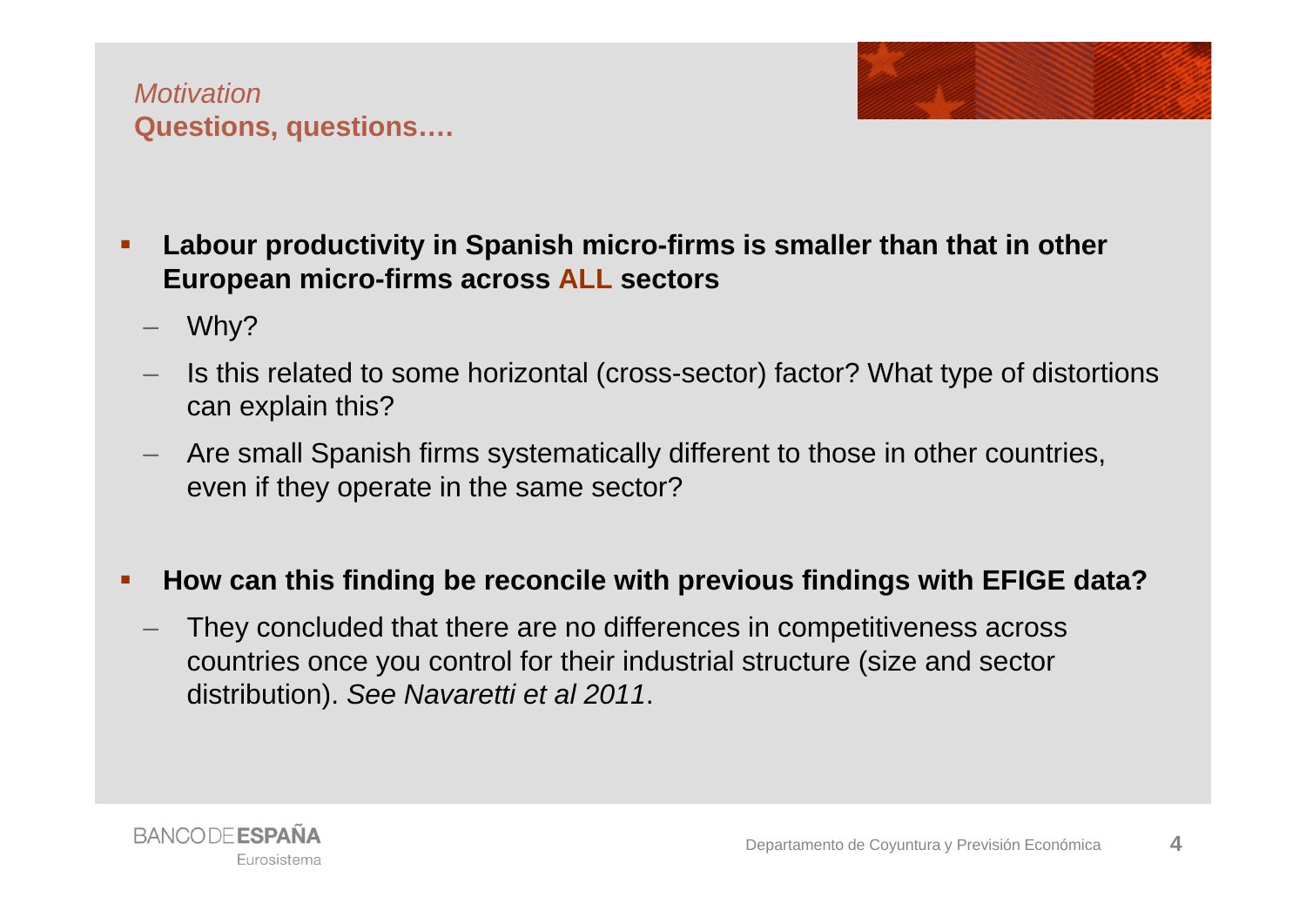*Motivation*

## Questions, questions….

- **Labour productivity in Spanish micro-firms is smaller than that in other European micro-firms across ALL sectors**
  - Why?
  - Is this related to some horizontal (cross-sector) factor? What type of distortions can explain this?
  - Are small Spanish firms systematically different to those in other countries, even if they operate in the same sector?

- **How can this finding be reconcile with previous findings with EFIGE data?**
  - They concluded that there are no differences in competitiveness across countries once you control for their industrial structure (size and sector distribution). *See Navaretti et al 2011*.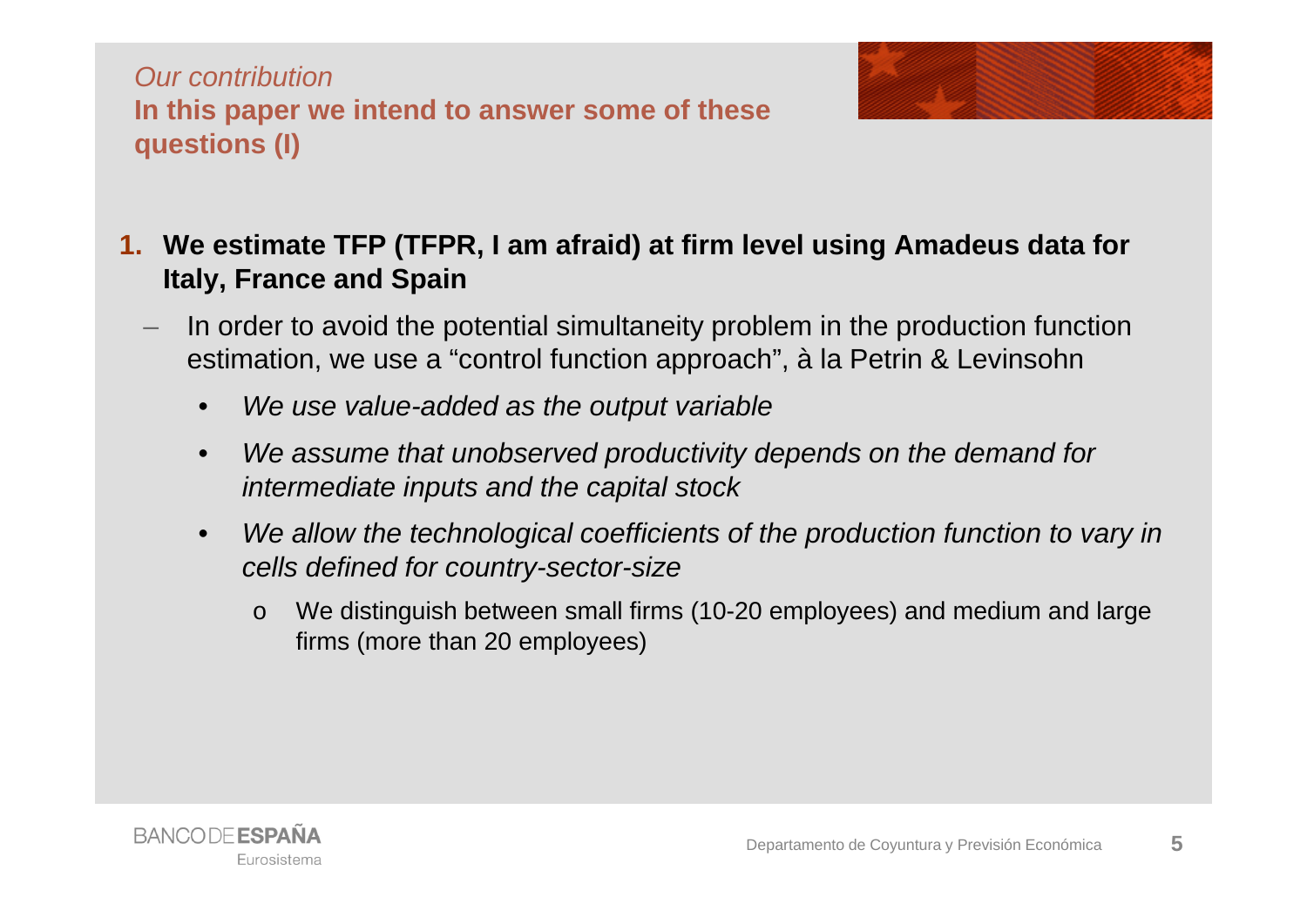*Our contribution*

## In this page we intend to answer some of these questions (I)

1. **We estimate TFP (TFPR, I am afraid) at firm level using Amadeus data for Italy, France and Spain**
   - In order to avoid the potential simultaneity problem in the production function estimation, we use a “control function approach”, à la Petrin & Levinsohn
     - *We use value-added as the output variable*
     - *We assume that unobserved productivity depends on the demand for intermediate inputs and the capital stock*
     - *We allow the technological coefficients of the production function to vary in cells defined for country-sector-size*
       - We distinguish between small firms (10-20 employees) and medium and large firms (more than 20 employees)

*Our contribution*

## In this paper we intend to answer some of these questions (I)

1. **We estimate TFP (TFPR, I am afraid) at firm level using Amadeus data for Italy, France and Spain**
   - In order to avoid the potential simultaneity problem in the production function estimation, we use a “control function approach”, à la Petrin & Levinsohn
     - *We use value-added as the output variable*
     - *We assume that unobserved productivity depends on the demand for intermediate inputs and the capital stock*
     - *We allow the technological coefficients of the production function to vary in cells defined for country-sector-size*
       - We distinguish between small firms (10-20 employees) and medium and large firms (more than 20 employees)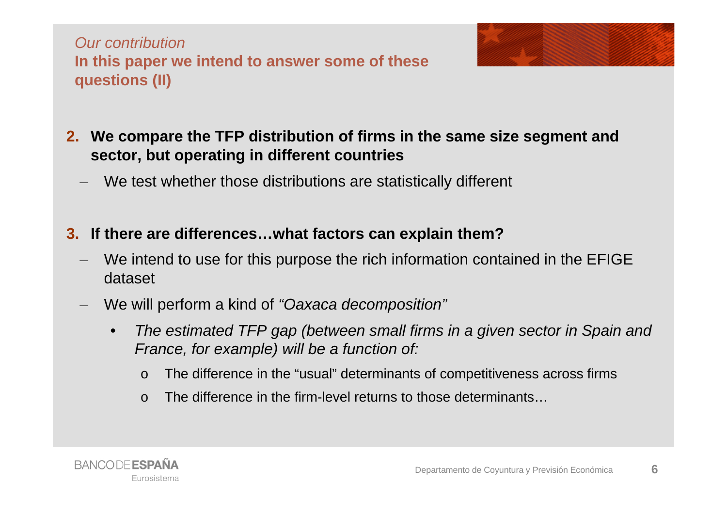*Our contribution*

## In this paper we intend to answer some of these questions (II)

2. **We compare the TFP distribution of firms in the same size segment and sector, but operating in different countries**
   - We test whether those distributions are statistically different

3. **If there are differences…what factors can explain them?**
   - We intend to use for this purpose the rich information contained in the EFIGE dataset
   - We will perform a kind of *"Oaxaca decomposition"*
     - *The estimated TFP gap (between small firms in a given sector in Spain and France, for example) will be a function of:*
       - The difference in the "usual" determinants of competitiveness across firms
       - The difference in the firm-level returns to those determinants…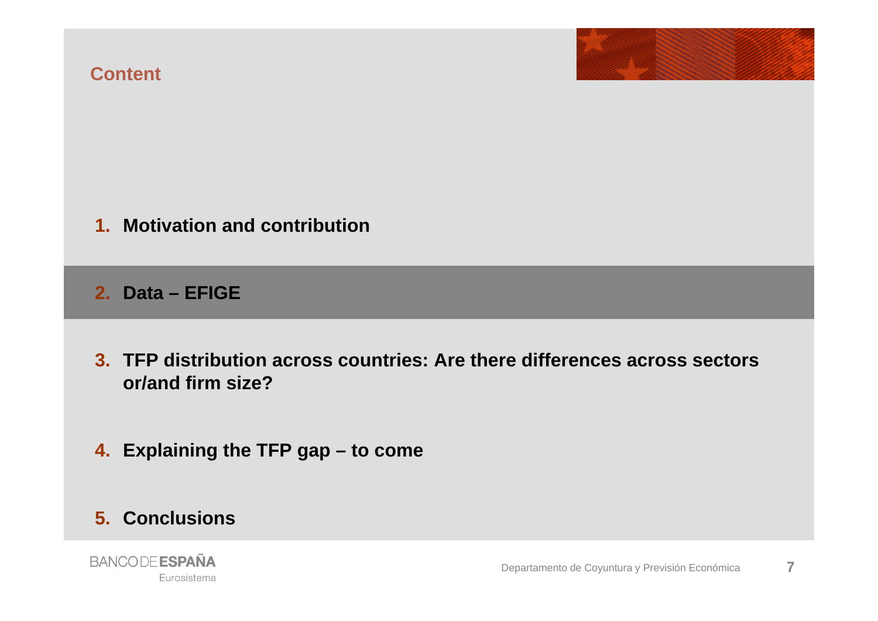## Content

1. **Motivation and contribution**
2. **Data – EFIGE**
3. **TFP distribution across countries: Are there differences across sectors or/and firm size?**
4. **Explaining the TFP gap – to come**
5. **Conclusions**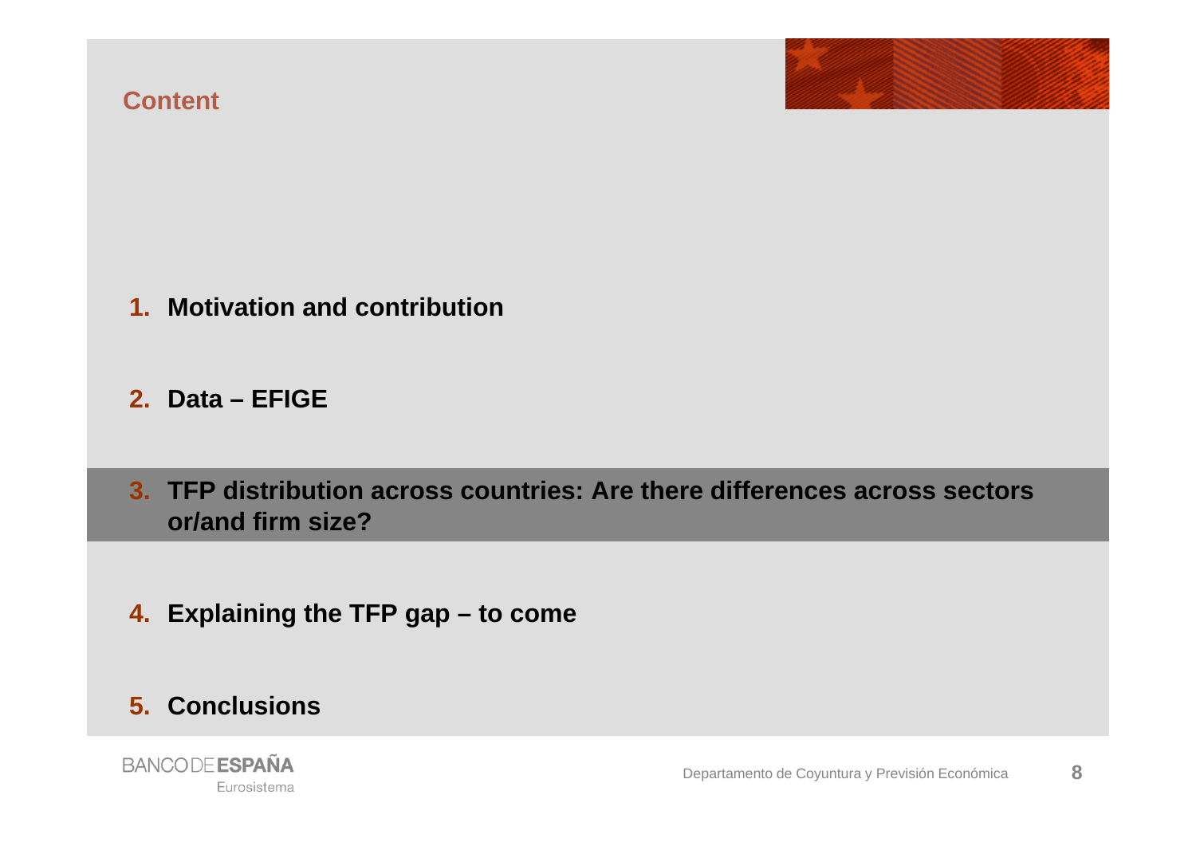## Content

1. **Motivation and contribution**

2. **Data – EFIGE**

3. **TFP distribution across countries: Are there differences across sectors or/and firm size?**

4. **Explaining the TFP gap – to come**

5. **Conclusions**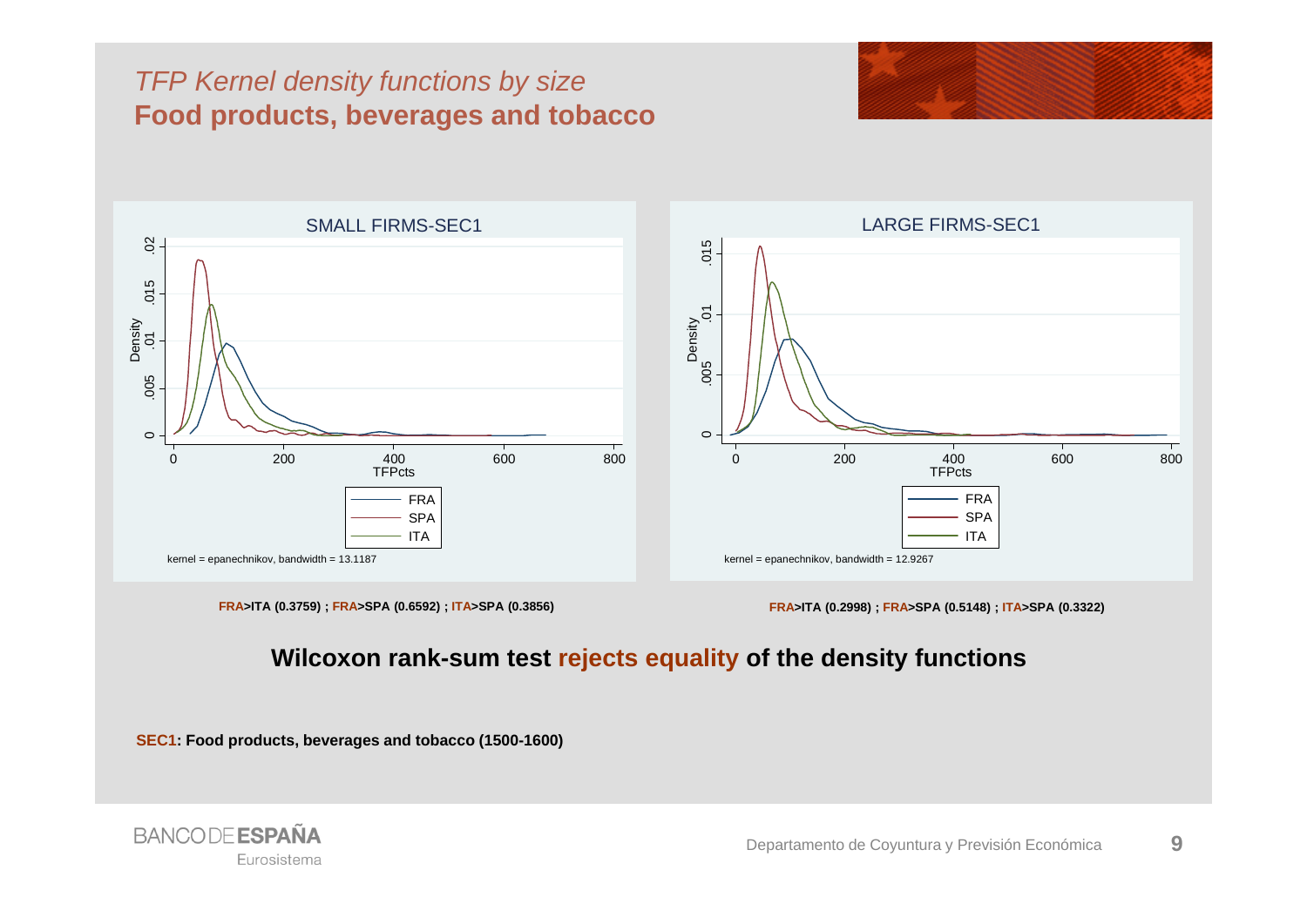*TFP Kernel density functions by size*

## Food products, beverages and tobacco

SMALL FIRMS-SEC1

kernel = epanechnikov, bandwidth = 13.1187

**FRA>ITA (0.3759) ; FRA>SPA (0.6592) ; ITA>SPA (0.3856)**

LARGE FIRMS-SEC1

kernel = epanechnikov, bandwidth = 12.9267

**FRA>ITA (0.2998) ; FRA>SPA (0.5148) ; ITA>SPA (0.3322)**

### Wilcoxon rank-sum test rejects equality of the density functions

**SEC1: Food products, beverages and tobacco (1500-1600)**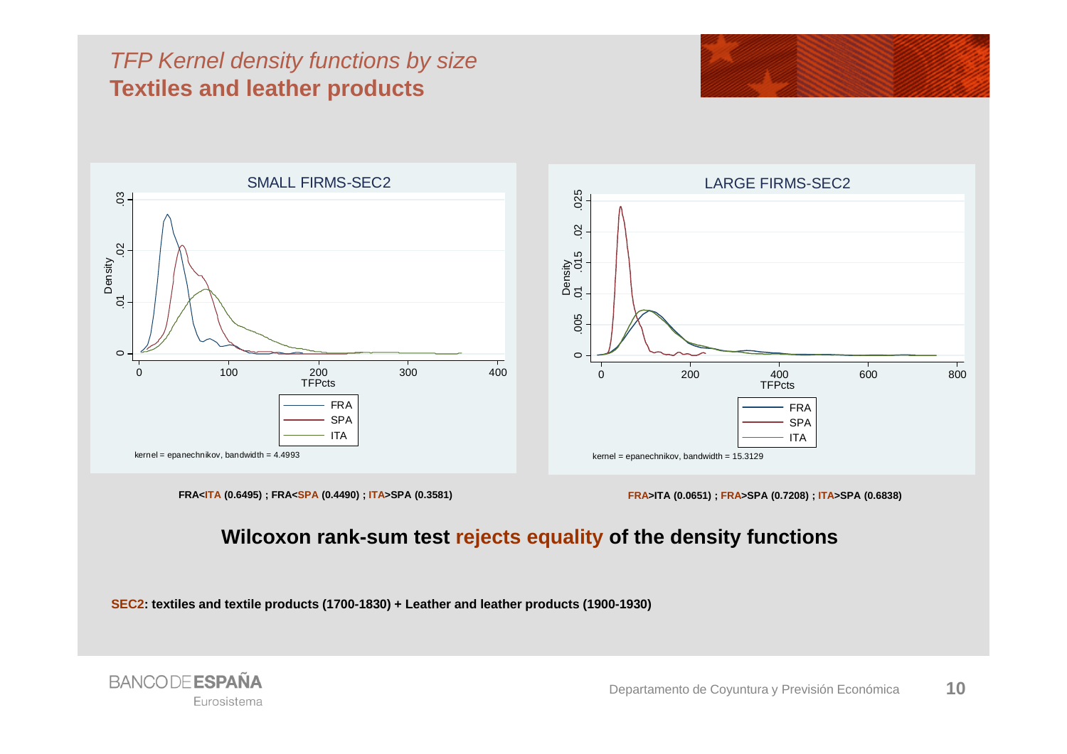*TFP Kernel density functions by size*
## Textiles and leather products

SMALL FIRMS-SEC2

kernel = epanechnikov, bandwidth = 4.4993

LARGE FIRMS-SEC2

kernel = epanechnikov, bandwidth = 15.3129

**FRA<ITA (0.6495) ; FRA<SPA (0.4490) ; ITA>SPA (0.3581)**

**FRA>ITA (0.0651) ; FRA>SPA (0.7208) ; ITA>SPA (0.6838)**

**Wilcoxon rank-sum test rejects equality of the density functions**

**SEC2: textiles and textile products (1700-1830) + Leather and leather products (1900-1930)**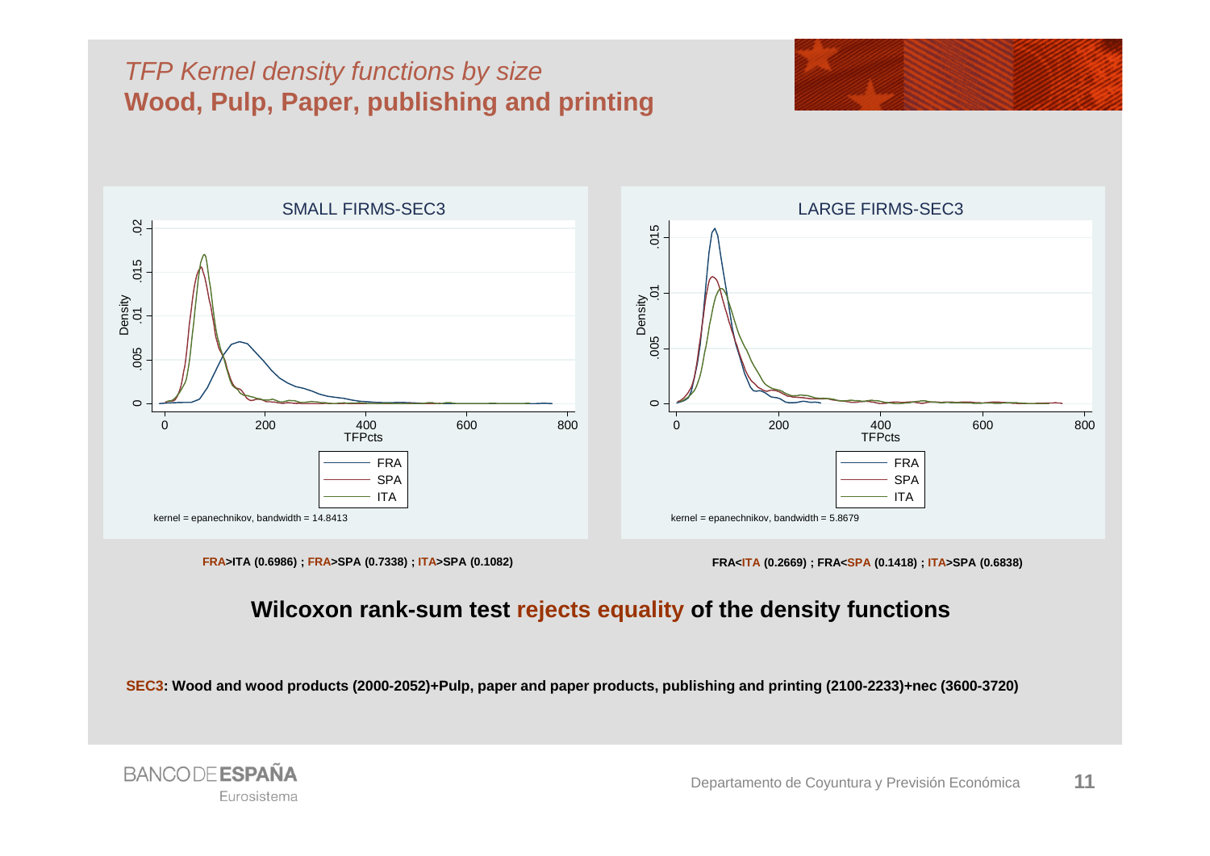*TFP Kernel density functions by size*

## Wood, Pulp, Paper, publishing and printing

SMALL FIRMS-SEC3

kernel = epanechnikov, bandwidth = 14.8413

LARGE FIRMS-SEC3

kernel = epanechnikov, bandwidth = 5.8679

**FRA>ITA (0.6986) ; FRA>SPA (0.7338) ; ITA>SPA (0.1082)**

**FRA<ITA (0.2669) ; FRA<SPA (0.1418) ; ITA>SPA (0.6838)**

**Wilcoxon rank-sum test rejects equality of the density functions**

**SEC3: Wood and wood products (2000-2052)+Pulp, paper and paper products, publishing and printing (2100-2233)+nec (3600-3720)**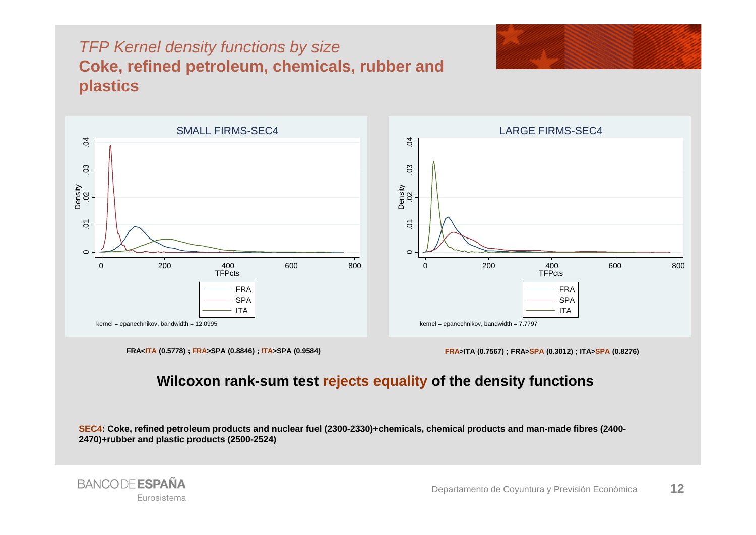*TFP Kernel density functions by size*

## Coke, refined petroleum, chemicals, rubber and plastics

SMALL FIRMS-SEC4

kernel = epanechnikov, bandwidth = 12.0995

LARGE FIRMS-SEC4

kernel = epanechnikov, bandwidth = 7.7797

**FRA<ITA (0.5778) ; FRA>SPA (0.8846) ; ITA>SPA (0.9584)**

**FRA>ITA (0.7567) ; FRA>SPA (0.3012) ; ITA>SPA (0.8276)**

### Wilcoxon rank-sum test rejects equality of the density functions

**SEC4: Coke, refined petroleum products and nuclear fuel (2300-2330)+chemicals, chemical products and man-made fibres (2400-2470)+rubber and plastic products (2500-2524)**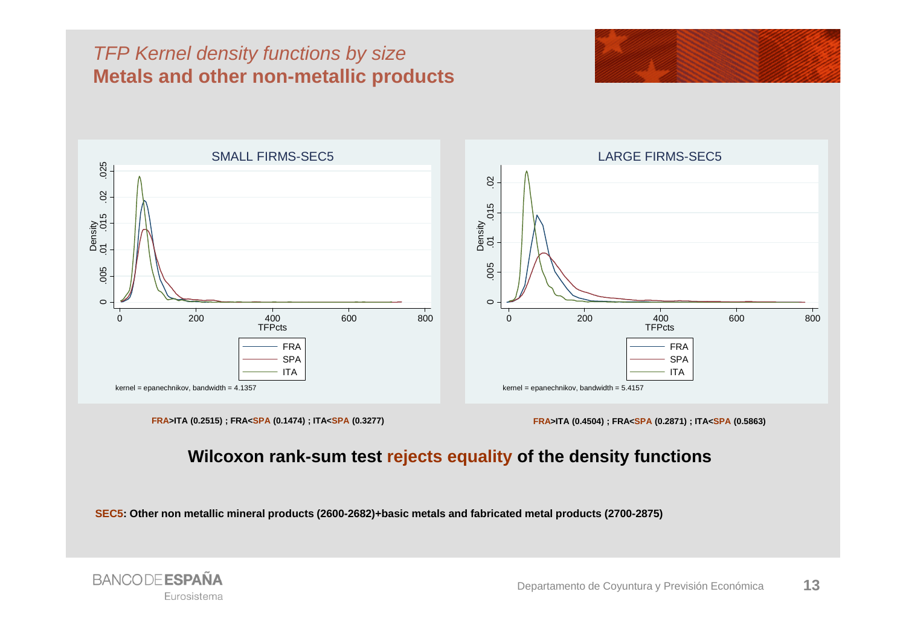*TFP Kernel density functions by size*

## Metals and other non-metallic products

**SMALL FIRMS-SEC5**

kernel = epanechnikov, bandwidth = 4.1357

**FRA>ITA (0.2515) ; FRA<SPA (0.1474) ; ITA<SPA (0.3277)**

**LARGE FIRMS-SEC5**

kernel = epanechnikov, bandwidth = 5.4157

**FRA>ITA (0.4504) ; FRA<SPA (0.2871) ; ITA<SPA (0.5863)**

### Wilcoxon rank-sum test rejects equality of the density functions

**SEC5: Other non metallic mineral products (2600-2682)+basic metals and fabricated metal products (2700-2875)**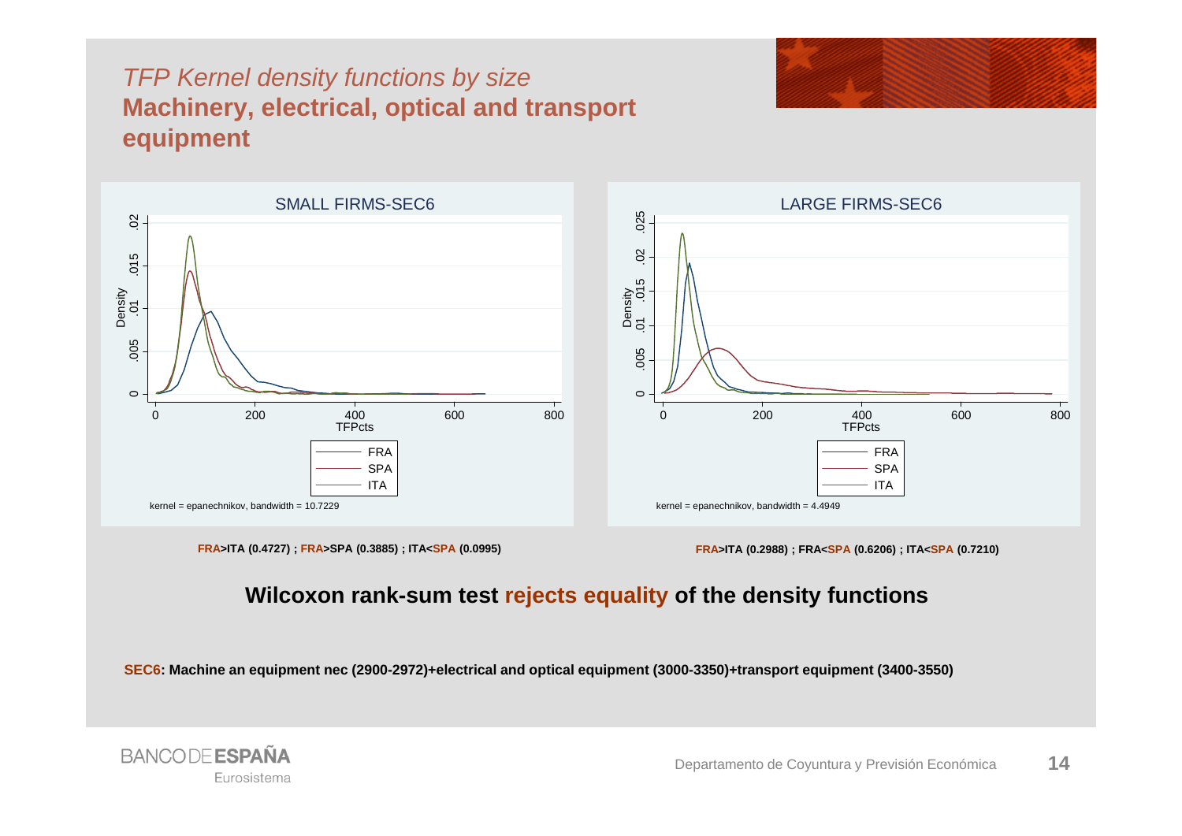*TFP Kernel density functions by size*

**Machinery, electrical, optical and transport equipment**

SMALL FIRMS-SEC6

kernel = epanechnikov, bandwidth = 10.7229

LARGE FIRMS-SEC6

kernel = epanechnikov, bandwidth = 4.4949

**FRA>ITA (0.4727) ; FRA>SPA (0.3885) ; ITA<SPA (0.0995)**

**FRA>ITA (0.2988) ; FRA<SPA (0.6206) ; ITA<SPA (0.7210)**

**Wilcoxon rank-sum test rejects equality of the density functions**

**SEC6: Machine an equipment nec (2900-2972)+electrical and optical equipment (3000-3350)+transport equipment (3400-3550)**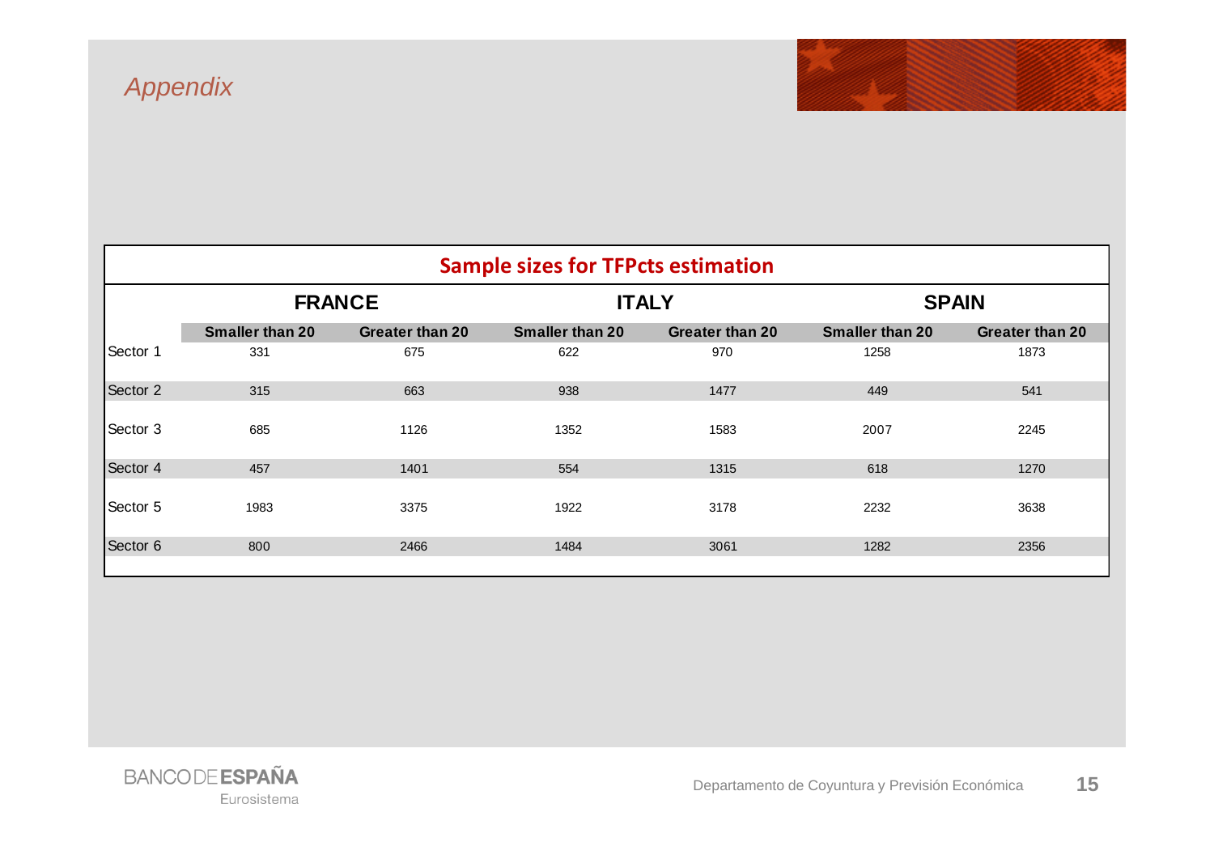# Appendix

| Sample sizes for TFPcts estimation | | | | | | |
|---|---|---|---|---|---|---|
| | FRANCE | | ITALY | | SPAIN | |
| | **Smaller than 20** | **Greater than 20** | **Smaller than 20** | **Greater than 20** | **Smaller than 20** | **Greater than 20** |
| Sector 1 | 331 | 675 | 622 | 970 | 1258 | 1873 |
| Sector 2 | 315 | 663 | 938 | 1477 | 449 | 541 |
| Sector 3 | 685 | 1126 | 1352 | 1583 | 2007 | 2245 |
| Sector 4 | 457 | 1401 | 554 | 1315 | 618 | 1270 |
| Sector 5 | 1983 | 3375 | 1922 | 3178 | 2232 | 3638 |
| Sector 6 | 800 | 2466 | 1484 | 3061 | 1282 | 2356 |